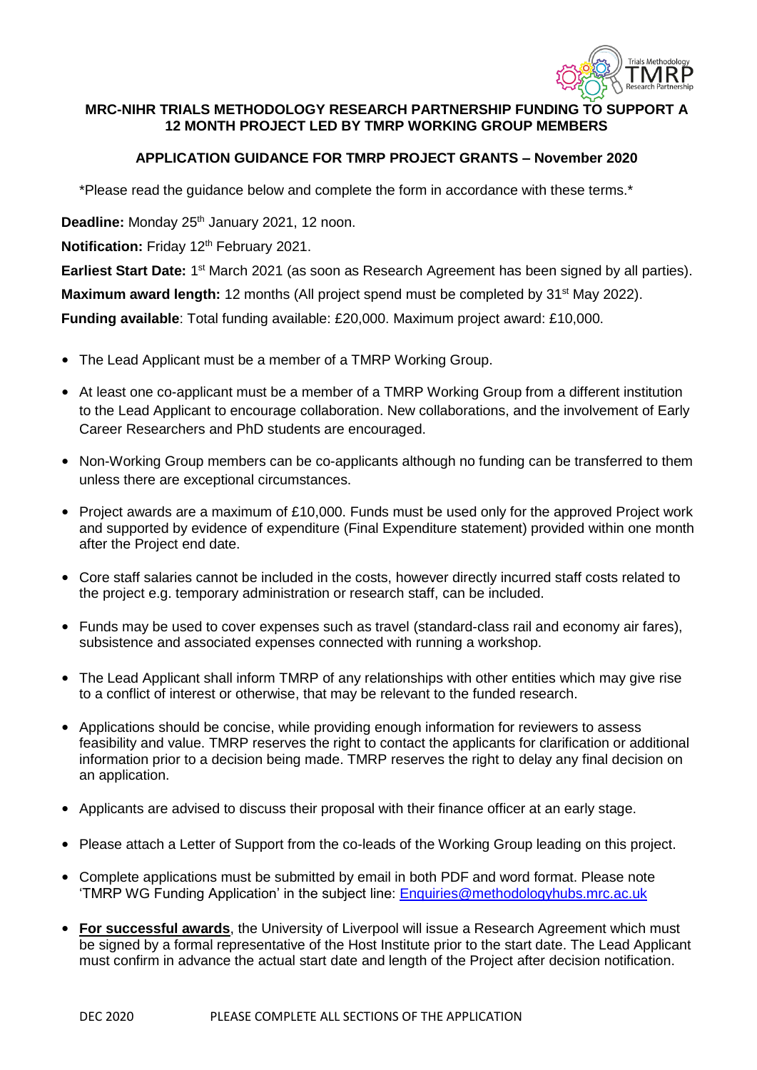# MRC-NIHR TRIALS METHODOLOGY RESEARCH PARTNERSHIP FUNDING TO SUPPORT A 12 MONTH PROJECT LED BY TMRP WORKING GROUP MEMBERS

## APPLICATION GUIDANCE FOR TMRP PROJECT GRANTS – November 2020

*Please read the guidance below and complete the form in accordance with these terms.*

**Deadline:** Monday 25th January 2021, 12 noon.

**Notification:** Friday 12th February 2021.

**Earliest Start Date:** 1st March 2021 (as soon as Research Agreement has been signed by all parties).

**Maximum award length:** 12 months (All project spend must be completed by 31st May 2022).

**Funding available**: Total funding available: £20,000. Maximum project award: £10,000.

- The Lead Applicant must be a member of a TMRP Working Group.
- At least one co-applicant must be a member of a TMRP Working Group from a different institution to the Lead Applicant to encourage collaboration. New collaborations, and the involvement of Early Career Researchers and PhD students are encouraged.
- Non-Working Group members can be co-applicants although no funding can be transferred to them unless there are exceptional circumstances.
- Project awards are a maximum of £10,000. Funds must be used only for the approved Project work and supported by evidence of expenditure (Final Expenditure statement) provided within one month after the Project end date.
- Core staff salaries cannot be included in the costs, however directly incurred staff costs related to the project e.g. temporary administration or research staff, can be included.
- Funds may be used to cover expenses such as travel (standard-class rail and economy air fares), subsistence and associated expenses connected with running a workshop.
- The Lead Applicant shall inform TMRP of any relationships with other entities which may give rise to a conflict of interest or otherwise, that may be relevant to the funded research.
- Applications should be concise, while providing enough information for reviewers to assess feasibility and value. TMRP reserves the right to contact the applicants for clarification or additional information prior to a decision being made. TMRP reserves the right to delay any final decision on an application.
- Applicants are advised to discuss their proposal with their finance officer at an early stage.
- Please attach a Letter of Support from the co-leads of the Working Group leading on this project.
- Complete applications must be submitted by email in both PDF and word format. Please note 'TMRP WG Funding Application' in the subject line: Enquiries@methodologyhubs.mrc.ac.uk
- **For successful awards**, the University of Liverpool will issue a Research Agreement which must be signed by a formal representative of the Host Institute prior to the start date. The Lead Applicant must confirm in advance the actual start date and length of the Project after decision notification.

PLEASE COMPLETE ALL SECTIONS OF THE APPLICATION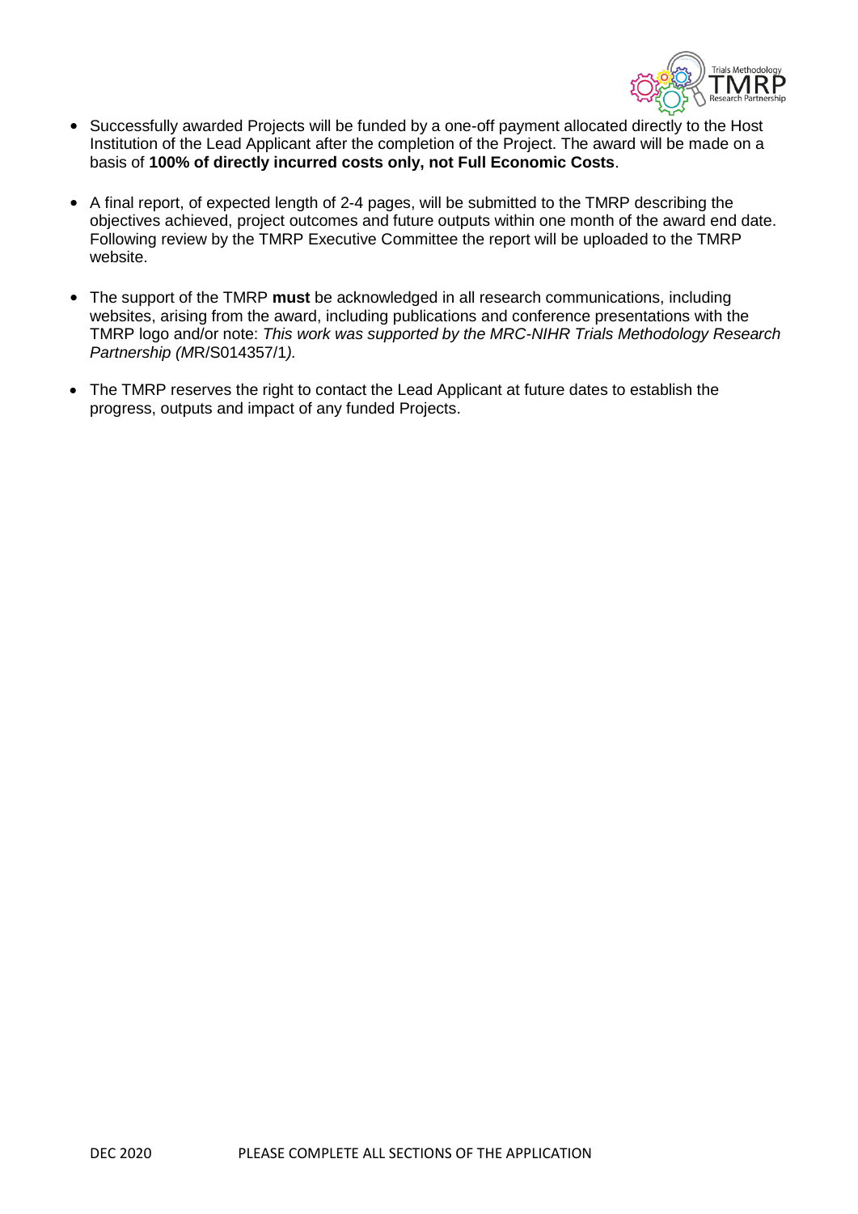- Successfully awarded Projects will be funded by a one-off payment allocated directly to the Host Institution of the Lead Applicant after the completion of the Project. The award will be made on a basis of **100% of directly incurred costs only, not Full Economic Costs**.

- A final report, of expected length of 2-4 pages, will be submitted to the TMRP describing the objectives achieved, project outcomes and future outputs within one month of the award end date. Following review by the TMRP Executive Committee the report will be uploaded to the TMRP website.

- The support of the TMRP **must** be acknowledged in all research communications, including websites, arising from the award, including publications and conference presentations with the TMRP logo and/or note: *This work was supported by the MRC-NIHR Trials Methodology Research Partnership (M*R/S014357/1*).*

- The TMRP reserves the right to contact the Lead Applicant at future dates to establish the progress, outputs and impact of any funded Projects.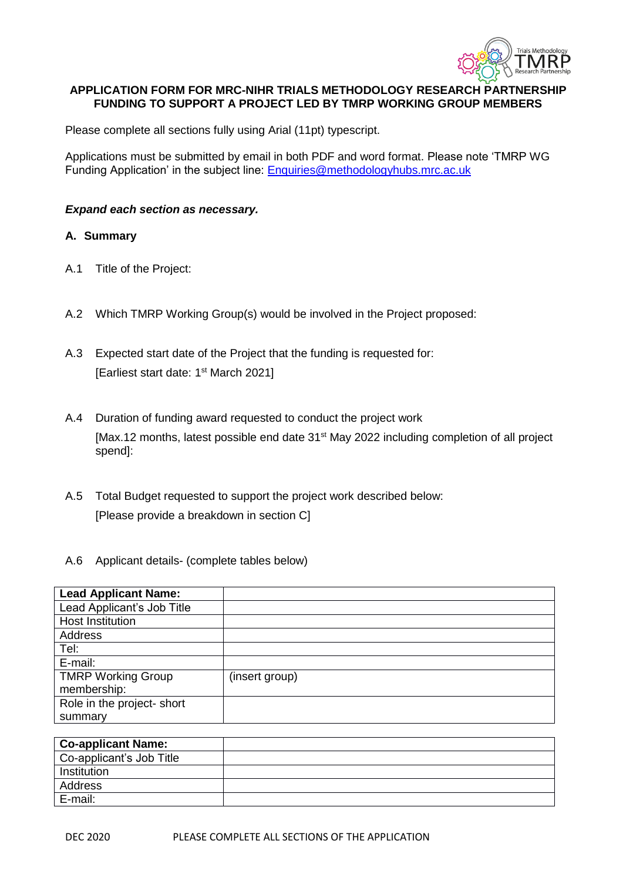**APPLICATION FORM FOR MRC-NIHR TRIALS METHODOLOGY RESEARCH PARTNERSHIP FUNDING TO SUPPORT A PROJECT LED BY TMRP WORKING GROUP MEMBERS**

Please complete all sections fully using Arial (11pt) typescript.

Applications must be submitted by email in both PDF and word format. Please note 'TMRP WG Funding Application' in the subject line: Enquiries@methodologyhubs.mrc.ac.uk

***Expand each section as necessary.***

## A. Summary

A.1 Title of the Project:

A.2 Which TMRP Working Group(s) would be involved in the Project proposed:

A.3 Expected start date of the Project that the funding is requested for:
[Earliest start date: 1st March 2021]

A.4 Duration of funding award requested to conduct the project work
[Max.12 months, latest possible end date 31st May 2022 including completion of all project spend]:

A.5 Total Budget requested to support the project work described below:
[Please provide a breakdown in section C]

A.6 Applicant details- (complete tables below)

| **Lead Applicant Name:** | |
|---|---|
| Lead Applicant's Job Title | |
| Host Institution | |
| Address | |
| Tel: | |
| E-mail: | |
| TMRP Working Group membership: | (insert group) |
| Role in the project- short summary | |

| **Co-applicant Name:** | |
|---|---|
| Co-applicant's Job Title | |
| Institution | |
| Address | |
| E-mail: | |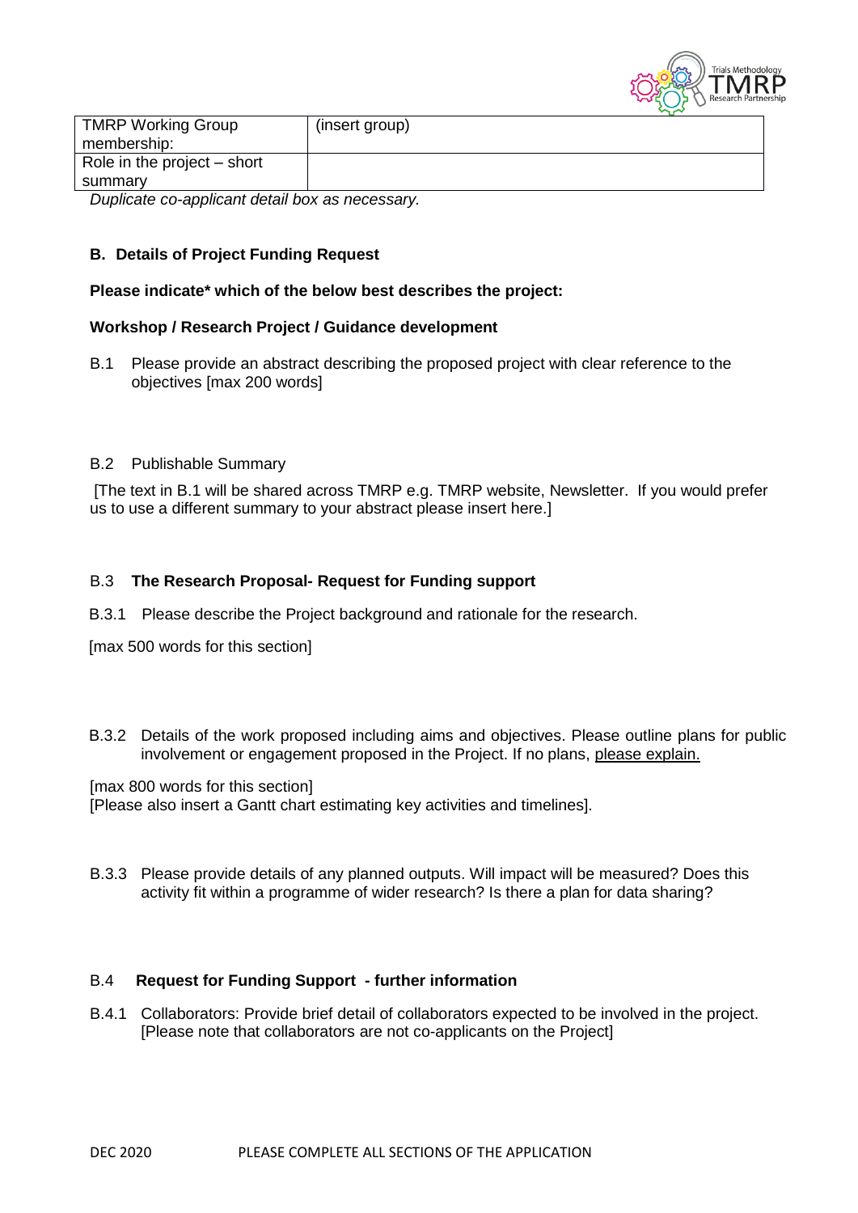| TMRP Working Group membership: | (insert group) |
|---|---|
| Role in the project – short summary | |

*Duplicate co-applicant detail box as necessary.*

**B. Details of Project Funding Request**

**Please indicate* which of the below best describes the project:**

**Workshop / Research Project / Guidance development**

B.1 Please provide an abstract describing the proposed project with clear reference to the objectives [max 200 words]

B.2 Publishable Summary

[The text in B.1 will be shared across TMRP e.g. TMRP website, Newsletter. If you would prefer us to use a different summary to your abstract please insert here.]

B.3 **The Research Proposal- Request for Funding support**

B.3.1 Please describe the Project background and rationale for the research.

[max 500 words for this section]

B.3.2 Details of the work proposed including aims and objectives. Please outline plans for public involvement or engagement proposed in the Project. If no plans, please explain.

[max 800 words for this section]
[Please also insert a Gantt chart estimating key activities and timelines].

B.3.3 Please provide details of any planned outputs. Will impact be measured? Does this activity fit within a programme of wider research? Is there a plan for data sharing?

B.4 **Request for Funding Support - further information**

B.4.1 Collaborators: Provide brief detail of collaborators expected to be involved in the project. [Please note that collaborators are not co-applicants on the Project]

DEC 2020 PLEASE COMPLETE ALL SECTIONS OF THE APPLICATION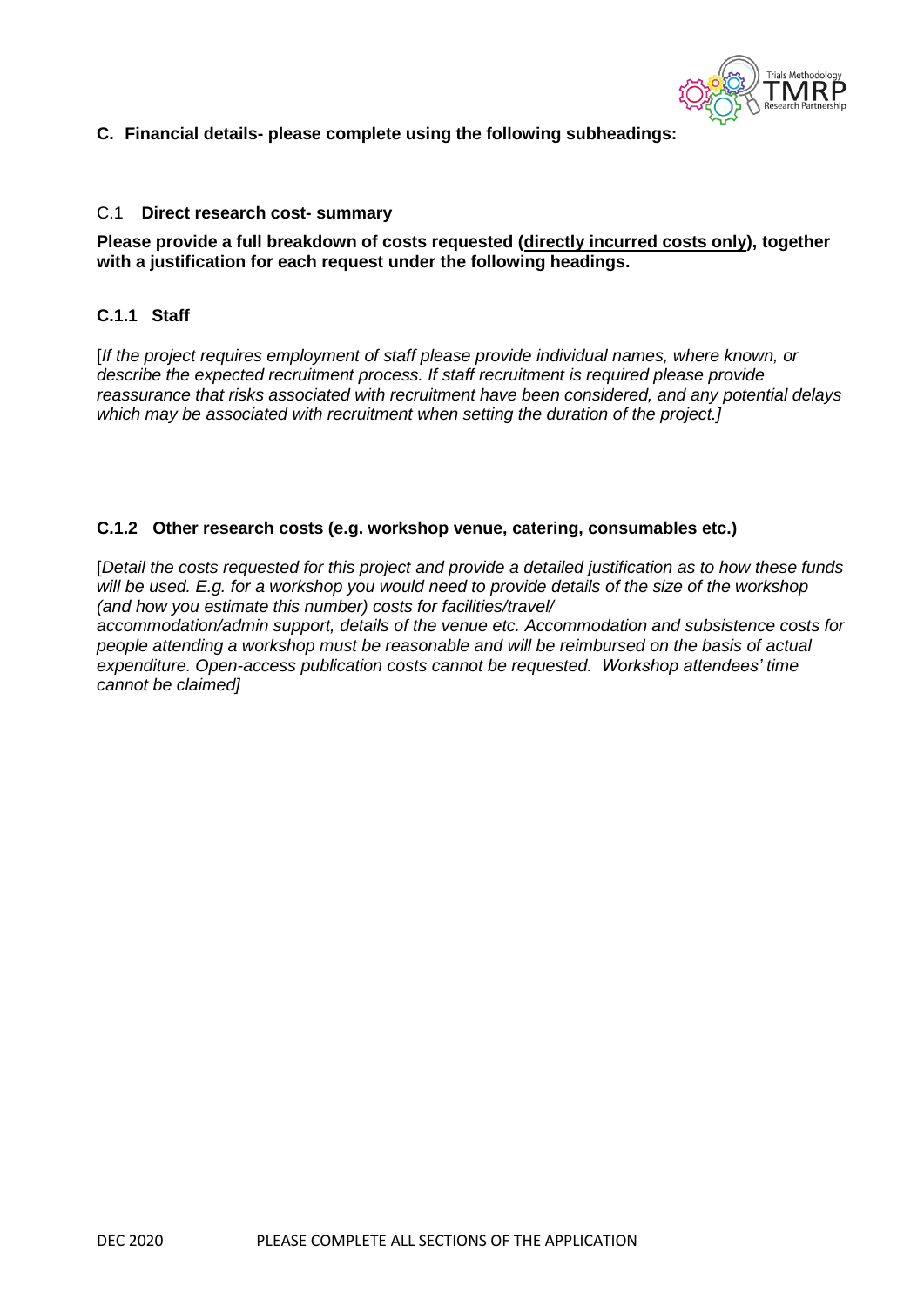## C. Financial details- please complete using the following subheadings:

### C.1 Direct research cost- summary

**Please provide a full breakdown of costs requested (<u>directly incurred costs only</u>), together with a justification for each request under the following headings.**

#### C.1.1 Staff

[*If the project requires employment of staff please provide individual names, where known, or describe the expected recruitment process. If staff recruitment is required please provide reassurance that risks associated with recruitment have been considered, and any potential delays which may be associated with recruitment when setting the duration of the project.]*

#### C.1.2 Other research costs (e.g. workshop venue, catering, consumables etc.)

[*Detail the costs requested for this project and provide a detailed justification as to how these funds will be used. E.g. for a workshop you would need to provide details of the size of the workshop (and how you estimate this number) costs for facilities/travel/ accommodation/admin support, details of the venue etc. Accommodation and subsistence costs for people attending a workshop must be reasonable and will be reimbursed on the basis of actual expenditure. Open-access publication costs cannot be requested. Workshop attendees' time cannot be claimed]*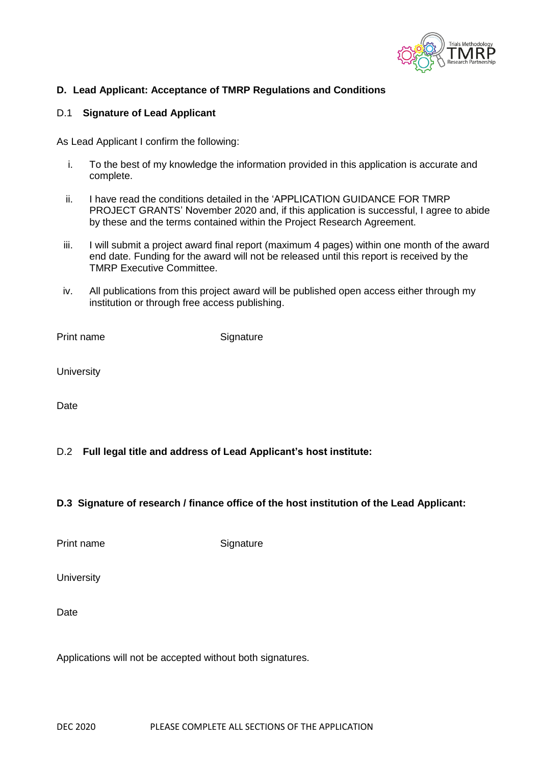## D. Lead Applicant: Acceptance of TMRP Regulations and Conditions

### D.1 Signature of Lead Applicant

As Lead Applicant I confirm the following:

i. To the best of my knowledge the information provided in this application is accurate and complete.

ii. I have read the conditions detailed in the 'APPLICATION GUIDANCE FOR TMRP PROJECT GRANTS' November 2020 and, if this application is successful, I agree to abide by these and the terms contained within the Project Research Agreement.

iii. I will submit a project award final report (maximum 4 pages) within one month of the award end date. Funding for the award will not be released until this report is received by the TMRP Executive Committee.

iv. All publications from this project award will be published open access either through my institution or through free access publishing.

Print name                    Signature

University

Date

### D.2 Full legal title and address of Lead Applicant's host institute:

### D.3 Signature of research / finance office of the host institution of the Lead Applicant:

Print name                    Signature

University

Date

Applications will not be accepted without both signatures.

DEC 2020 PLEASE COMPLETE ALL SECTIONS OF THE APPLICATION